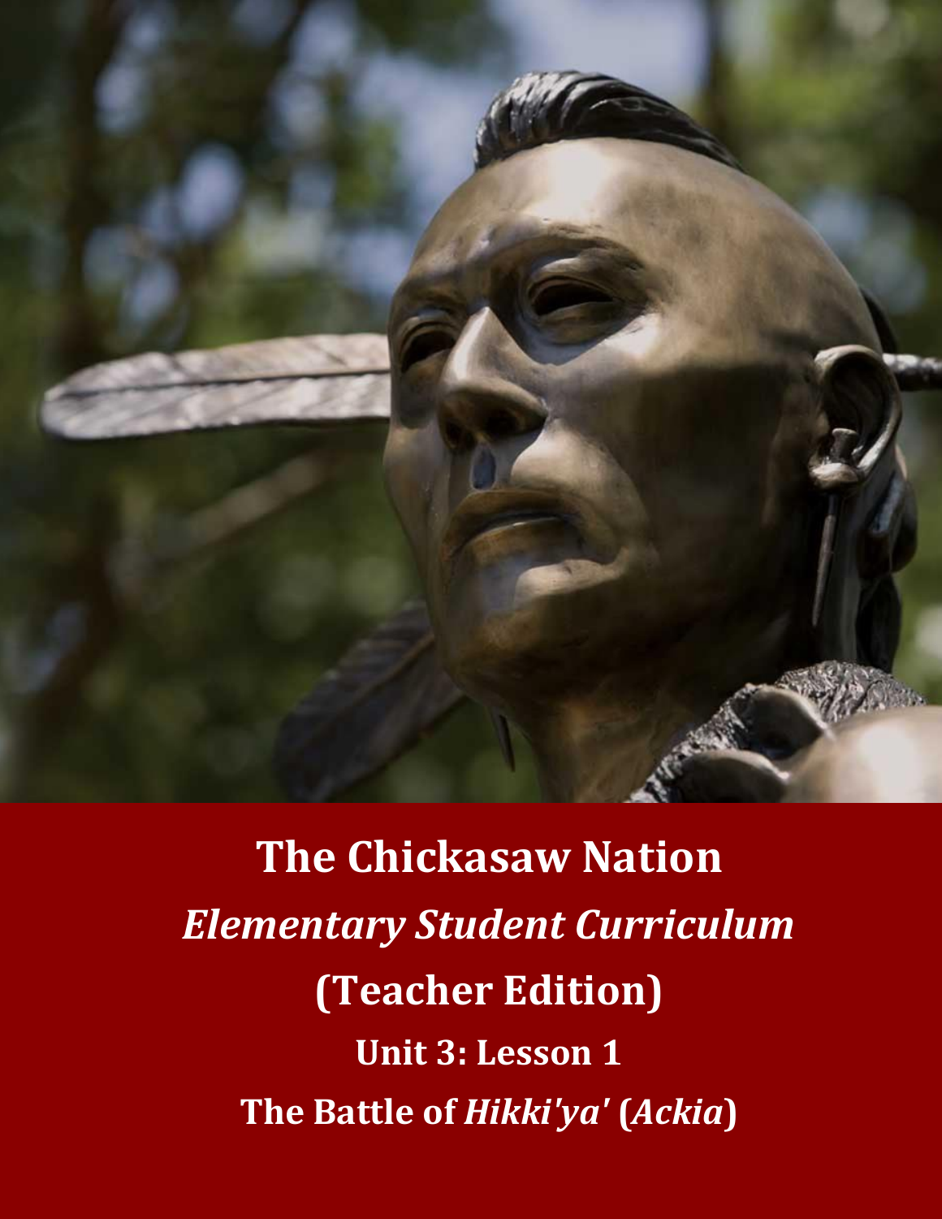# The Chickasaw Nation

## *Elementary Student Curriculum*

## (Teacher Edition)

### Unit 3: Lesson 1

### The Battle of *Hikki'ya'* (*Ackia*)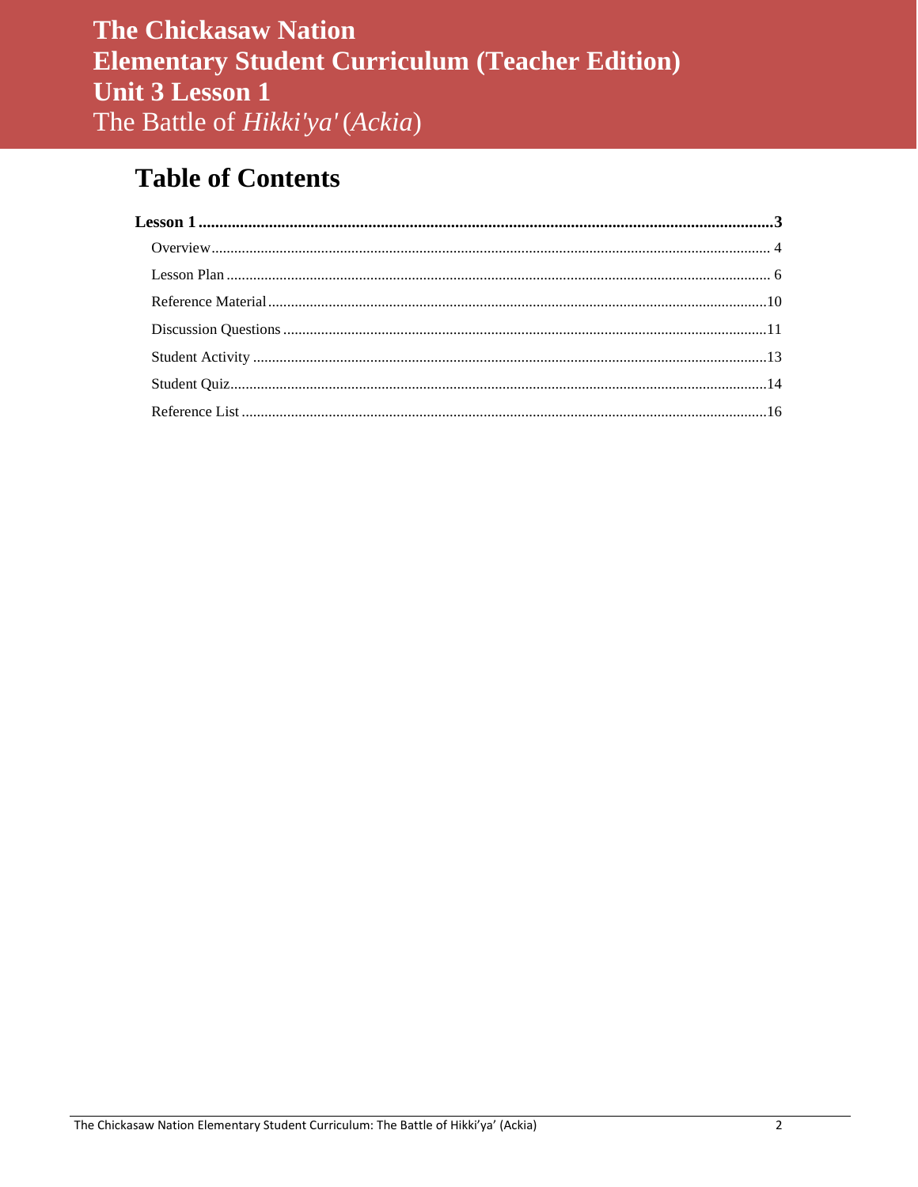# The Chickasaw Nation
# Elementary Student Curriculum (Teacher Edition)
# Unit 3 Lesson 1
## The Battle of *Hikki'ya'* (*Ackia*)

## Table of Contents

**Lesson 1 .................................................................................................. 3**

- Overview ............................................................................................. 4
- Lesson Plan .......................................................................................... 6
- Reference Material ............................................................................ 10
- Discussion Questions ........................................................................ 11
- Student Activity ................................................................................ 13
- Student Quiz ..................................................................................... 14
- Reference List ................................................................................... 16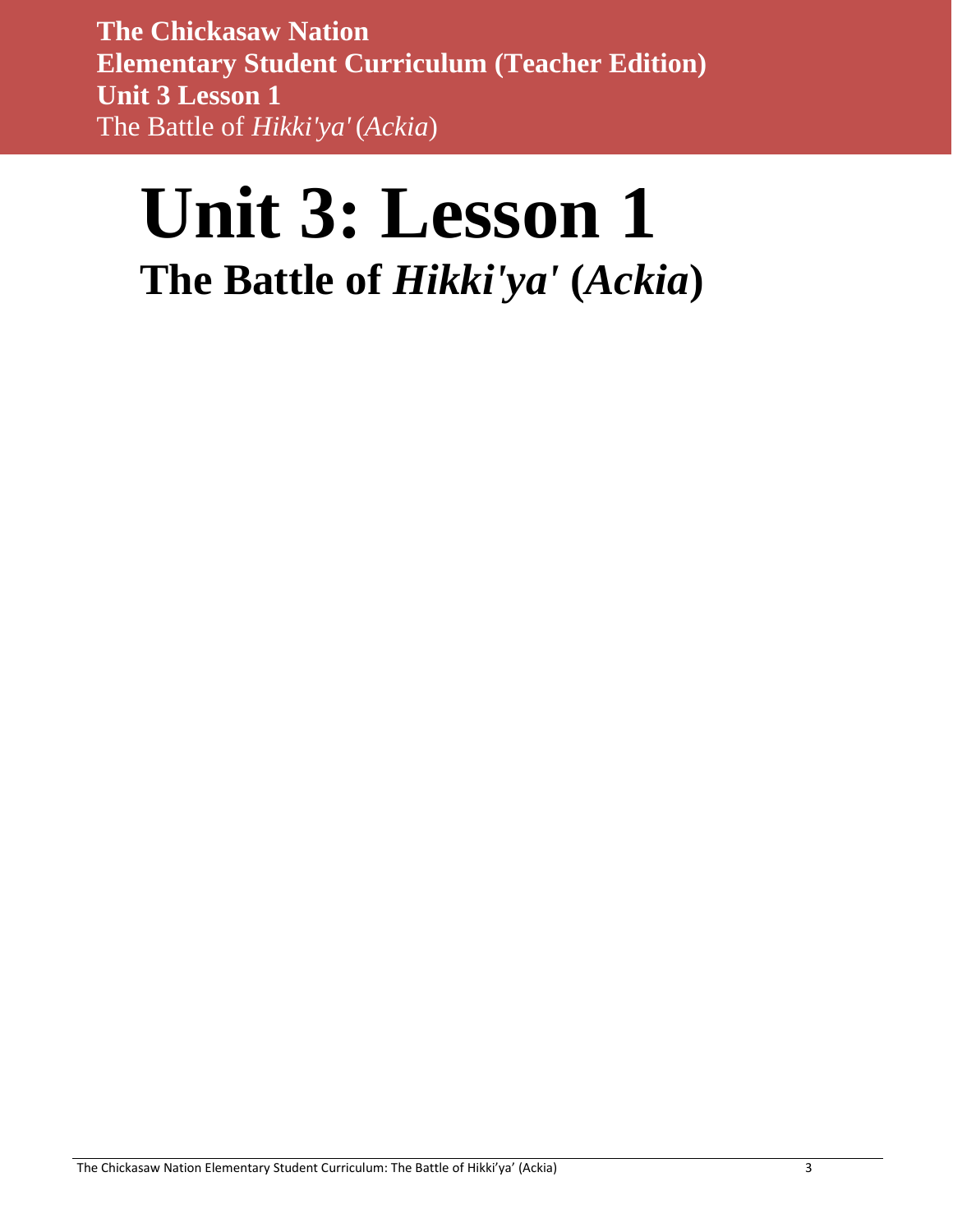# Unit 3: Lesson 1

## The Battle of *Hikki'ya'* (*Ackia*)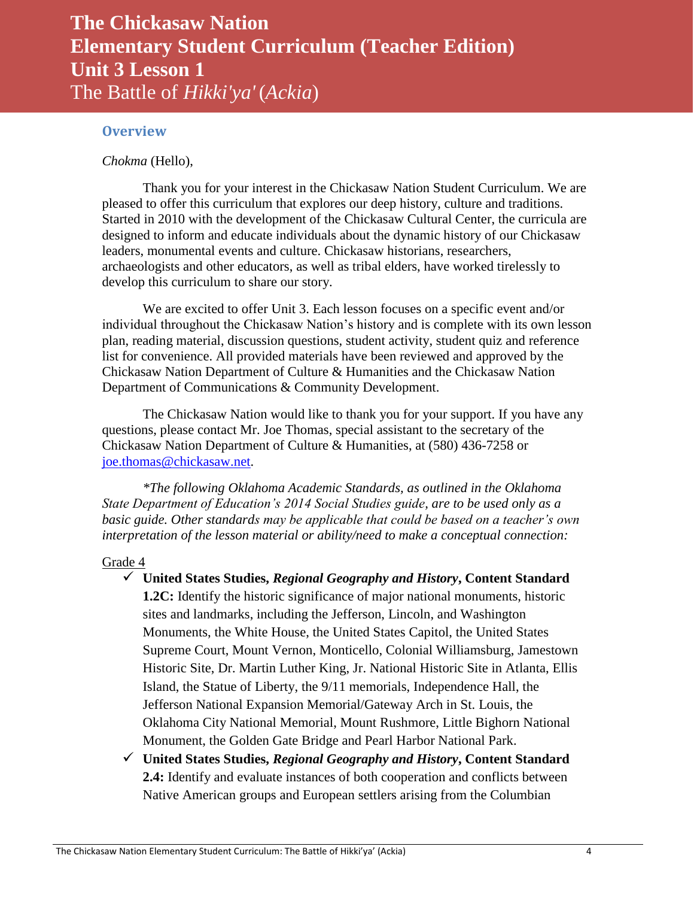# The Chickasaw Nation Elementary Student Curriculum (Teacher Edition) Unit 3 Lesson 1

## The Battle of *Hikki'ya'* (*Ackia*)

### Overview

*Chokma* (Hello),

Thank you for your interest in the Chickasaw Nation Student Curriculum. We are pleased to offer this curriculum that explores our deep history, culture and traditions. Started in 2010 with the development of the Chickasaw Cultural Center, the curricula are designed to inform and educate individuals about the dynamic history of our Chickasaw leaders, monumental events and culture. Chickasaw historians, researchers, archaeologists and other educators, as well as tribal elders, have worked tirelessly to develop this curriculum to share our story.

We are excited to offer Unit 3. Each lesson focuses on a specific event and/or individual throughout the Chickasaw Nation's history and is complete with its own lesson plan, reading material, discussion questions, student activity, student quiz and reference list for convenience. All provided materials have been reviewed and approved by the Chickasaw Nation Department of Culture & Humanities and the Chickasaw Nation Department of Communications & Community Development.

The Chickasaw Nation would like to thank you for your support. If you have any questions, please contact Mr. Joe Thomas, special assistant to the secretary of the Chickasaw Nation Department of Culture & Humanities, at (580) 436-7258 or joe.thomas@chickasaw.net.

*\*The following Oklahoma Academic Standards, as outlined in the Oklahoma State Department of Education's 2014 Social Studies guide, are to be used only as a basic guide. Other standards may be applicable that could be based on a teacher's own interpretation of the lesson material or ability/need to make a conceptual connection:*

Grade 4

- ✓ **United States Studies, *Regional Geography and History*, Content Standard 1.2C:** Identify the historic significance of major national monuments, historic sites and landmarks, including the Jefferson, Lincoln, and Washington Monuments, the White House, the United States Capitol, the United States Supreme Court, Mount Vernon, Monticello, Colonial Williamsburg, Jamestown Historic Site, Dr. Martin Luther King, Jr. National Historic Site in Atlanta, Ellis Island, the Statue of Liberty, the 9/11 memorials, Independence Hall, the Jefferson National Expansion Memorial/Gateway Arch in St. Louis, the Oklahoma City National Memorial, Mount Rushmore, Little Bighorn National Monument, the Golden Gate Bridge and Pearl Harbor National Park.
- ✓ **United States Studies, *Regional Geography and History*, Content Standard 2.4:** Identify and evaluate instances of both cooperation and conflicts between Native American groups and European settlers arising from the Columbian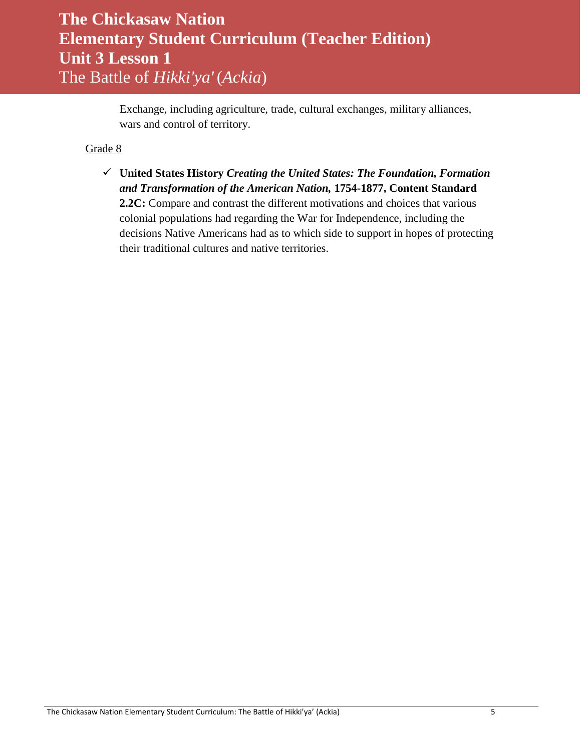Exchange, including agriculture, trade, cultural exchanges, military alliances, wars and control of territory.

Grade 8

- ✓ **United States History** ***Creating the United States: The Foundation, Formation and Transformation of the American Nation,*** **1754-1877, Content Standard 2.2C:** Compare and contrast the different motivations and choices that various colonial populations had regarding the War for Independence, including the decisions Native Americans had as to which side to support in hopes of protecting their traditional cultures and native territories.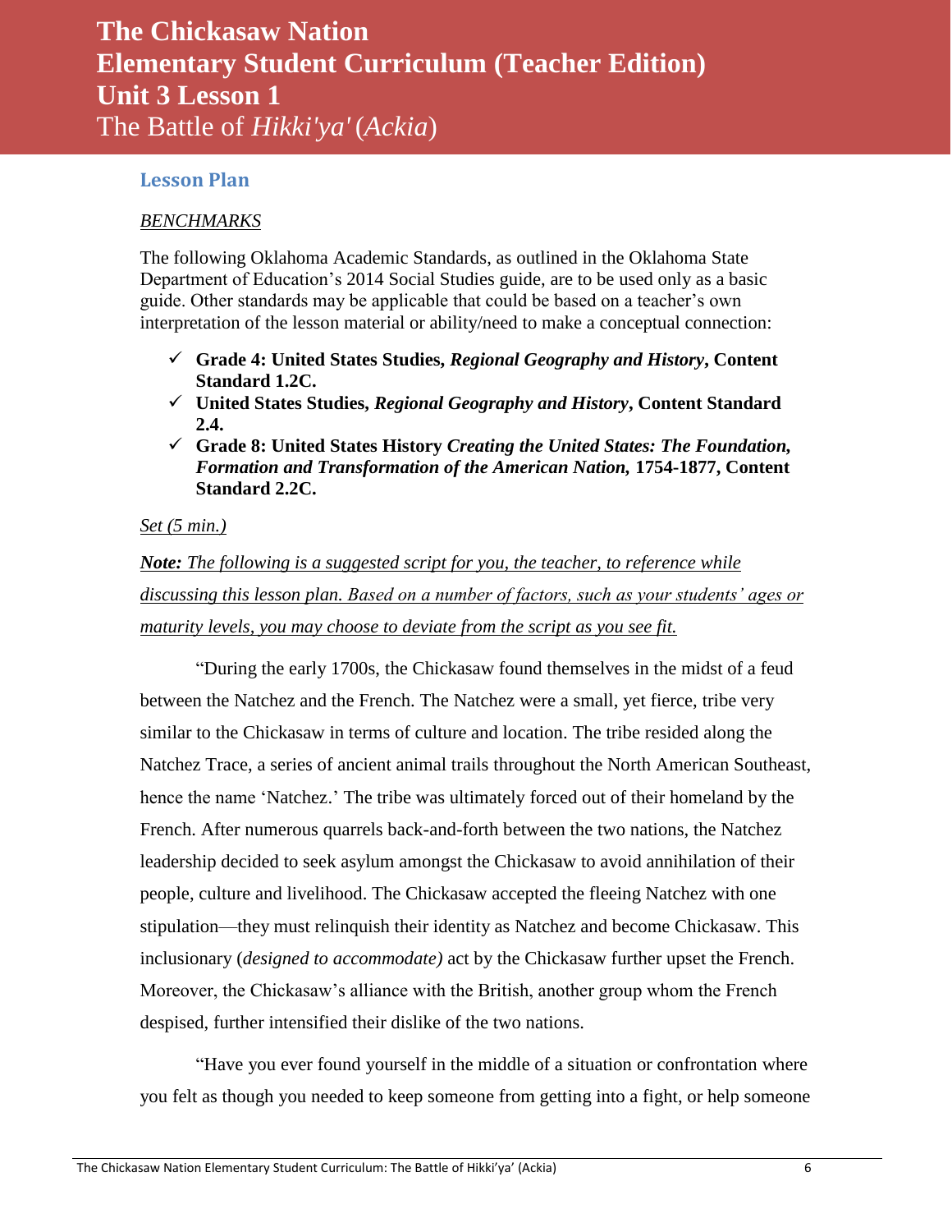# The Chickasaw Nation Elementary Student Curriculum (Teacher Edition) Unit 3 Lesson 1

## The Battle of *Hikki'ya'* (*Ackia*)

### Lesson Plan

*BENCHMARKS*

The following Oklahoma Academic Standards, as outlined in the Oklahoma State Department of Education's 2014 Social Studies guide, are to be used only as a basic guide. Other standards may be applicable that could be based on a teacher's own interpretation of the lesson material or ability/need to make a conceptual connection:

- ✓ **Grade 4: United States Studies, *Regional Geography and History*, Content Standard 1.2C.**
- ✓ **United States Studies, *Regional Geography and History*, Content Standard 2.4.**
- ✓ **Grade 8: United States History *Creating the United States: The Foundation, Formation and Transformation of the American Nation,* 1754-1877, Content Standard 2.2C.**

*Set (5 min.)*

***Note:*** *The following is a suggested script for you, the teacher, to reference while discussing this lesson plan. Based on a number of factors, such as your students' ages or maturity levels, you may choose to deviate from the script as you see fit.*

"During the early 1700s, the Chickasaw found themselves in the midst of a feud between the Natchez and the French. The Natchez were a small, yet fierce, tribe very similar to the Chickasaw in terms of culture and location. The tribe resided along the Natchez Trace, a series of ancient animal trails throughout the North American Southeast, hence the name 'Natchez.' The tribe was ultimately forced out of their homeland by the French. After numerous quarrels back-and-forth between the two nations, the Natchez leadership decided to seek asylum amongst the Chickasaw to avoid annihilation of their people, culture and livelihood. The Chickasaw accepted the fleeing Natchez with one stipulation—they must relinquish their identity as Natchez and become Chickasaw. This inclusionary (*designed to accommodate)* act by the Chickasaw further upset the French. Moreover, the Chickasaw's alliance with the British, another group whom the French despised, further intensified their dislike of the two nations.

"Have you ever found yourself in the middle of a situation or confrontation where you felt as though you needed to keep someone from getting into a fight, or help someone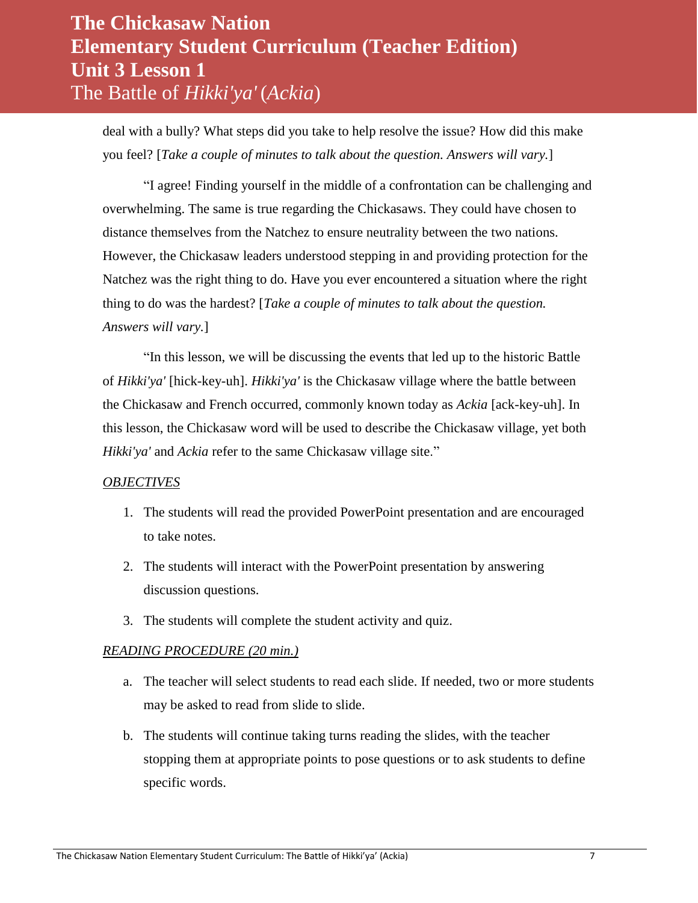deal with a bully? What steps did you take to help resolve the issue? How did this make you feel? [*Take a couple of minutes to talk about the question. Answers will vary.*]

"I agree! Finding yourself in the middle of a confrontation can be challenging and overwhelming. The same is true regarding the Chickasaws. They could have chosen to distance themselves from the Natchez to ensure neutrality between the two nations. However, the Chickasaw leaders understood stepping in and providing protection for the Natchez was the right thing to do. Have you ever encountered a situation where the right thing to do was the hardest? [*Take a couple of minutes to talk about the question. Answers will vary.*]

"In this lesson, we will be discussing the events that led up to the historic Battle of *Hikki'ya'* [hick-key-uh]. *Hikki'ya'* is the Chickasaw village where the battle between the Chickasaw and French occurred, commonly known today as *Ackia* [ack-key-uh]. In this lesson, the Chickasaw word will be used to describe the Chickasaw village, yet both *Hikki'ya'* and *Ackia* refer to the same Chickasaw village site."

*OBJECTIVES*

1. The students will read the provided PowerPoint presentation and are encouraged to take notes.
2. The students will interact with the PowerPoint presentation by answering discussion questions.
3. The students will complete the student activity and quiz.

*READING PROCEDURE (20 min.)*

a. The teacher will select students to read each slide. If needed, two or more students may be asked to read from slide to slide.

b. The students will continue taking turns reading the slides, with the teacher stopping them at appropriate points to pose questions or to ask students to define specific words.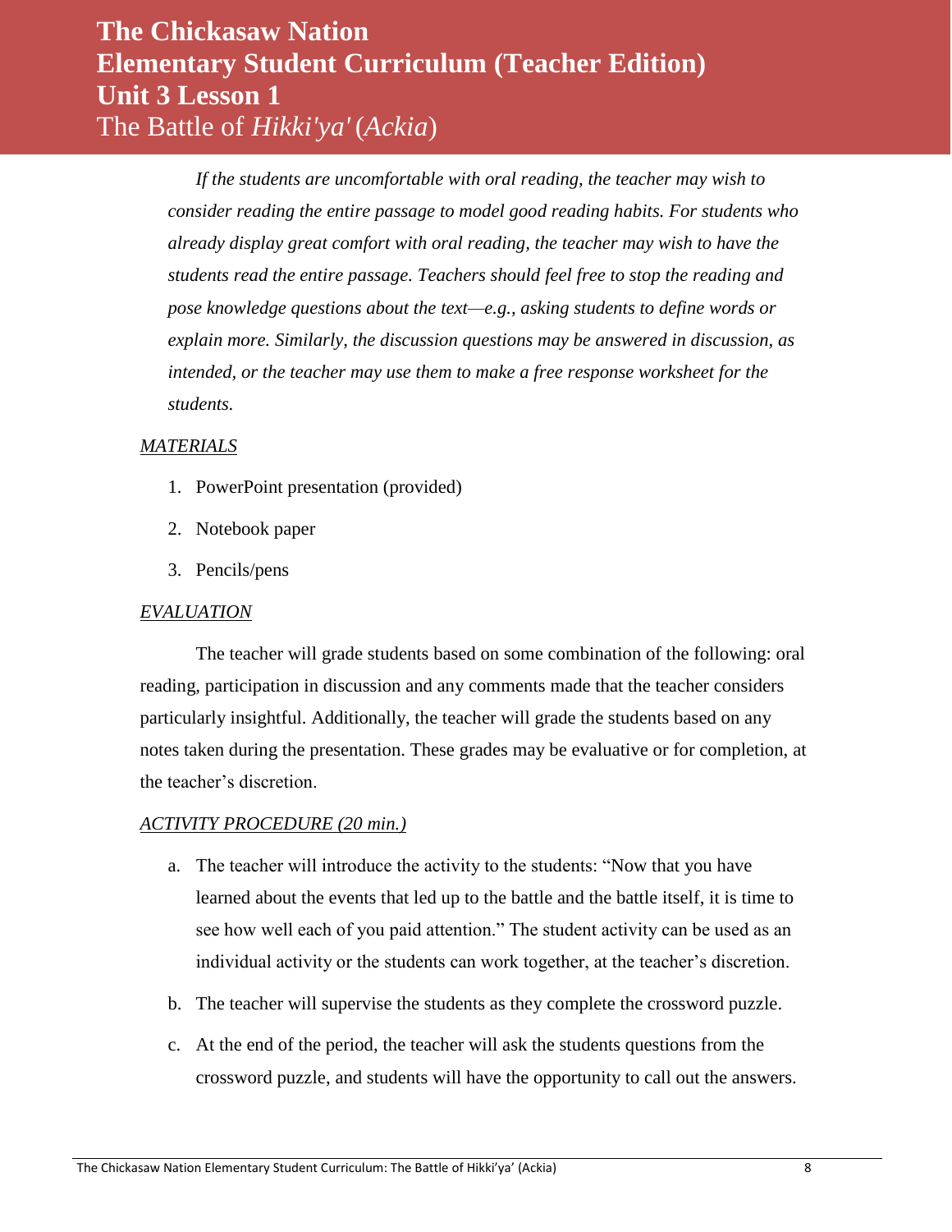*If the students are uncomfortable with oral reading, the teacher may wish to consider reading the entire passage to model good reading habits. For students who already display great comfort with oral reading, the teacher may wish to have the students read the entire passage. Teachers should feel free to stop the reading and pose knowledge questions about the text—e.g., asking students to define words or explain more. Similarly, the discussion questions may be answered in discussion, as intended, or the teacher may use them to make a free response worksheet for the students.*

*MATERIALS*

1. PowerPoint presentation (provided)
2. Notebook paper
3. Pencils/pens

*EVALUATION*

The teacher will grade students based on some combination of the following: oral reading, participation in discussion and any comments made that the teacher considers particularly insightful. Additionally, the teacher will grade the students based on any notes taken during the presentation. These grades may be evaluative or for completion, at the teacher's discretion.

*ACTIVITY PROCEDURE (20 min.)*

a. The teacher will introduce the activity to the students: "Now that you have learned about the events that led up to the battle and the battle itself, it is time to see how well each of you paid attention." The student activity can be used as an individual activity or the students can work together, at the teacher's discretion.

b. The teacher will supervise the students as they complete the crossword puzzle.

c. At the end of the period, the teacher will ask the students questions from the crossword puzzle, and students will have the opportunity to call out the answers.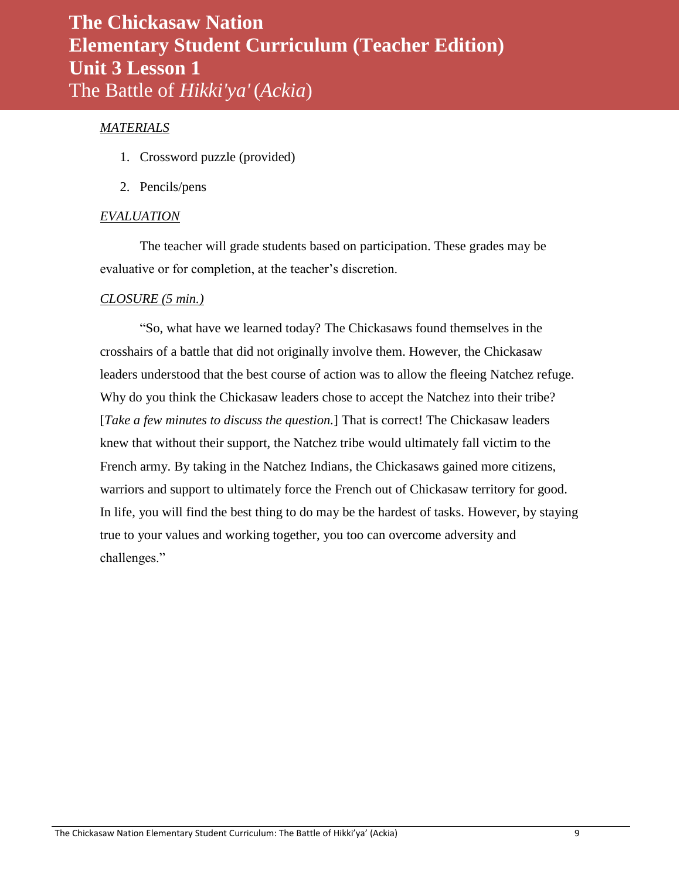*MATERIALS*

1. Crossword puzzle (provided)
2. Pencils/pens

*EVALUATION*

The teacher will grade students based on participation. These grades may be evaluative or for completion, at the teacher's discretion.

*CLOSURE (5 min.)*

"So, what have we learned today? The Chickasaws found themselves in the crosshairs of a battle that did not originally involve them. However, the Chickasaw leaders understood that the best course of action was to allow the fleeing Natchez refuge. Why do you think the Chickasaw leaders chose to accept the Natchez into their tribe? [*Take a few minutes to discuss the question.*] That is correct! The Chickasaw leaders knew that without their support, the Natchez tribe would ultimately fall victim to the French army. By taking in the Natchez Indians, the Chickasaws gained more citizens, warriors and support to ultimately force the French out of Chickasaw territory for good. In life, you will find the best thing to do may be the hardest of tasks. However, by staying true to your values and working together, you too can overcome adversity and challenges."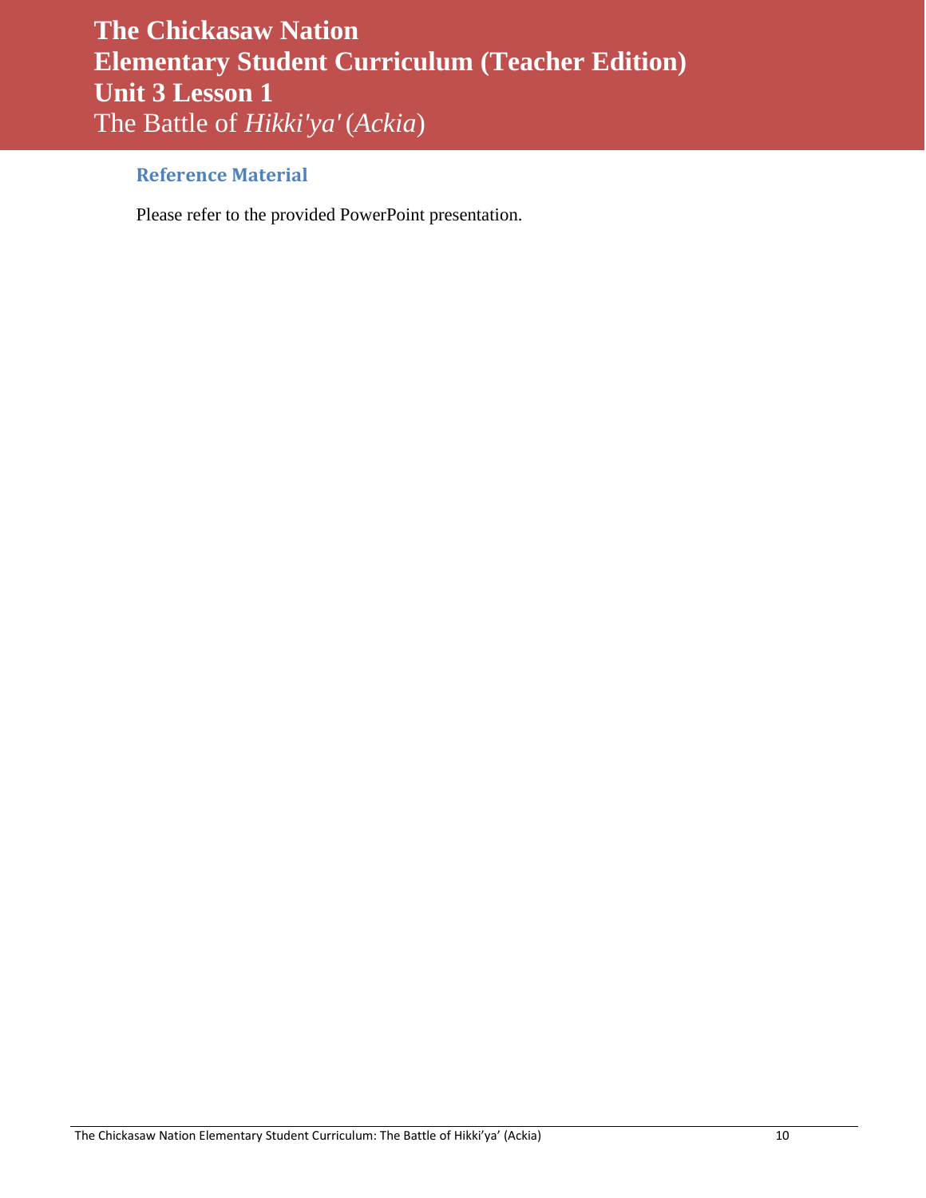# The Chickasaw Nation
# Elementary Student Curriculum (Teacher Edition)
# Unit 3 Lesson 1
## The Battle of *Hikki'ya'* (*Ackia*)

### Reference Material

Please refer to the provided PowerPoint presentation.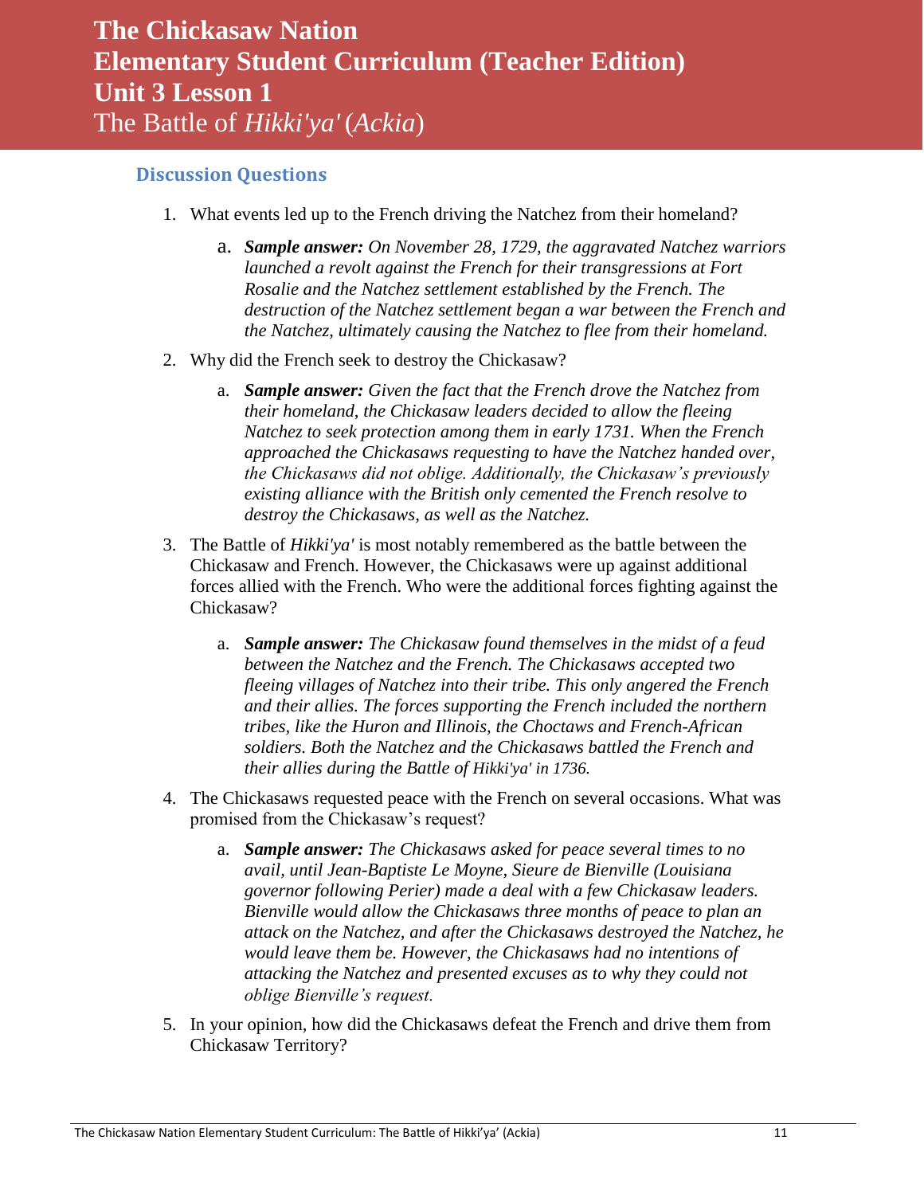# The Chickasaw Nation Elementary Student Curriculum (Teacher Edition) Unit 3 Lesson 1

The Battle of *Hikki'ya'* (*Ackia*)

## Discussion Questions

1. What events led up to the French driving the Natchez from their homeland?

   a. ***Sample answer:*** *On November 28, 1729, the aggravated Natchez warriors launched a revolt against the French for their transgressions at Fort Rosalie and the Natchez settlement established by the French. The destruction of the Natchez settlement began a war between the French and the Natchez, ultimately causing the Natchez to flee from their homeland.*

2. Why did the French seek to destroy the Chickasaw?

   a. ***Sample answer:*** *Given the fact that the French drove the Natchez from their homeland, the Chickasaw leaders decided to allow the fleeing Natchez to seek protection among them in early 1731. When the French approached the Chickasaws requesting to have the Natchez handed over, the Chickasaws did not oblige. Additionally, the Chickasaw's previously existing alliance with the British only cemented the French resolve to destroy the Chickasaws, as well as the Natchez.*

3. The Battle of *Hikki'ya'* is most notably remembered as the battle between the Chickasaw and French. However, the Chickasaws were up against additional forces allied with the French. Who were the additional forces fighting against the Chickasaw?

   a. ***Sample answer:*** *The Chickasaw found themselves in the midst of a feud between the Natchez and the French. The Chickasaws accepted two fleeing villages of Natchez into their tribe. This only angered the French and their allies. The forces supporting the French included the northern tribes, like the Huron and Illinois, the Choctaws and French-African soldiers. Both the Natchez and the Chickasaws battled the French and their allies during the Battle of Hikki'ya' in 1736.*

4. The Chickasaws requested peace with the French on several occasions. What was promised from the Chickasaw's request?

   a. ***Sample answer:*** *The Chickasaws asked for peace several times to no avail, until Jean-Baptiste Le Moyne, Sieure de Bienville (Louisiana governor following Perier) made a deal with a few Chickasaw leaders. Bienville would allow the Chickasaws three months of peace to plan an attack on the Natchez, and after the Chickasaws destroyed the Natchez, he would leave them be. However, the Chickasaws had no intentions of attacking the Natchez and presented excuses as to why they could not oblige Bienville's request.*

5. In your opinion, how did the Chickasaws defeat the French and drive them from Chickasaw Territory?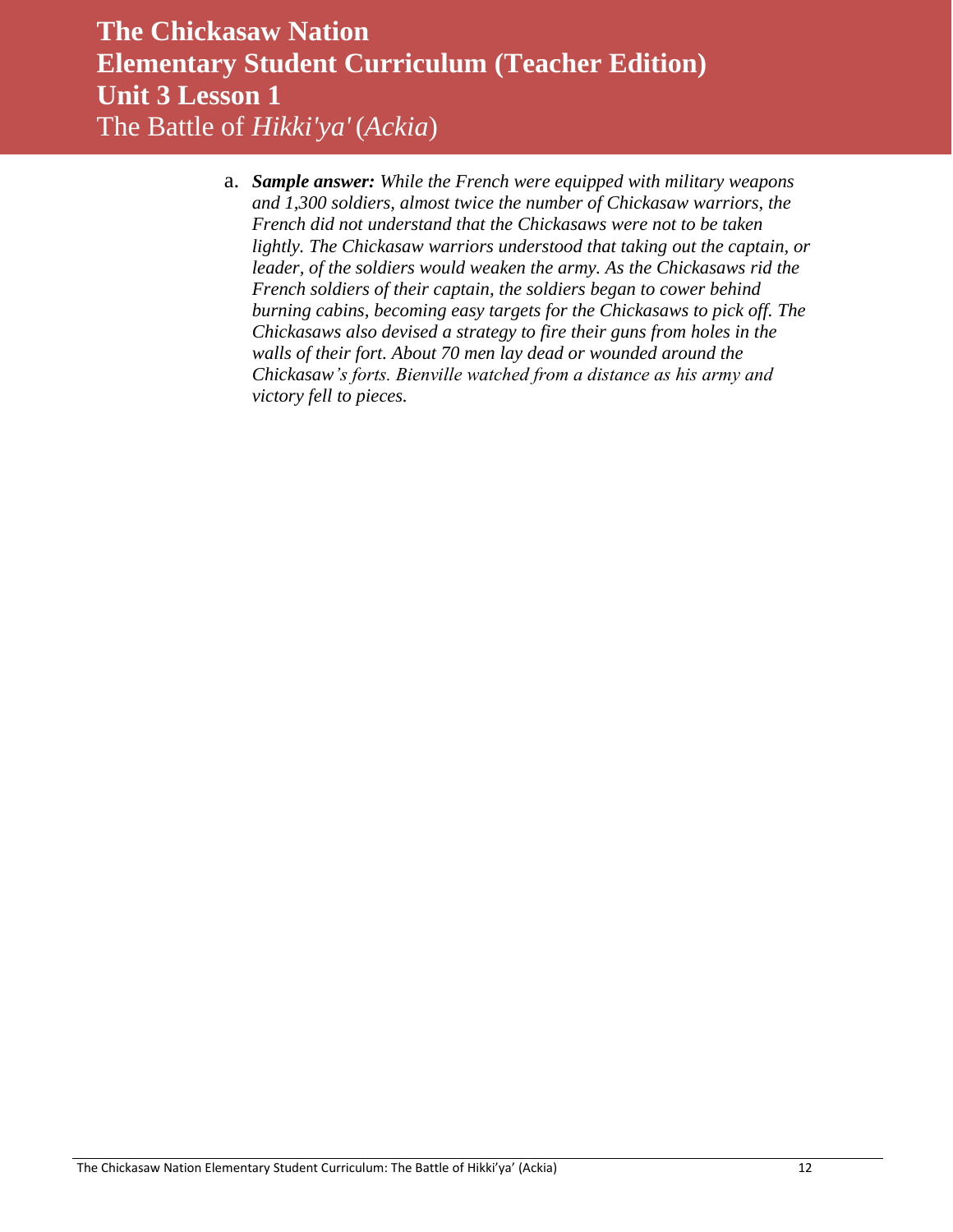a. ***Sample answer:*** *While the French were equipped with military weapons and 1,300 soldiers, almost twice the number of Chickasaw warriors, the French did not understand that the Chickasaws were not to be taken lightly. The Chickasaw warriors understood that taking out the captain, or leader, of the soldiers would weaken the army. As the Chickasaws rid the French soldiers of their captain, the soldiers began to cower behind burning cabins, becoming easy targets for the Chickasaws to pick off. The Chickasaws also devised a strategy to fire their guns from holes in the walls of their fort. About 70 men lay dead or wounded around the Chickasaw's forts. Bienville watched from a distance as his army and victory fell to pieces.*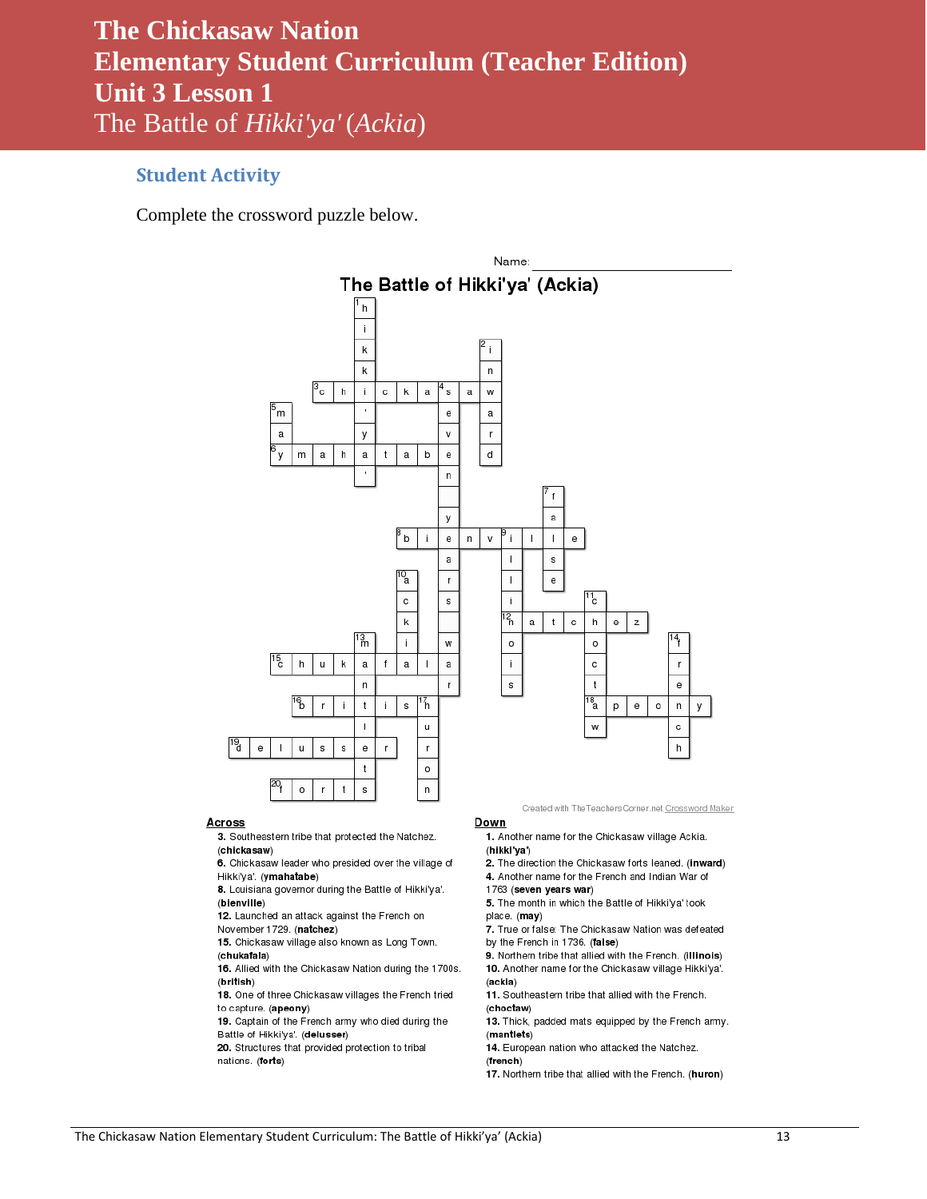# The Chickasaw Nation
# Elementary Student Curriculum (Teacher Edition)
# Unit 3 Lesson 1
## The Battle of *Hikki'ya'* (*Ackia*)

### Student Activity

Complete the crossword puzzle below.

Name: ______________________________

**The Battle of Hikki'ya' (Ackia)**

Created with TheTeachersCorner.net Crossword Maker

**Across**

3. Southeastern tribe that protected the Natchez. (**chickasaw**)
6. Chickasaw leader who presided over the village of Hikki'ya'. (**ymahatabe**)
8. Louisiana governor during the Battle of Hikki'ya'. (**bienville**)
12. Launched an attack against the French on November 1729. (**natchez**)
15. Chickasaw village also known as Long Town. (**chukafala**)
16. Allied with the Chickasaw Nation during the 1700s. (**british**)
18. One of three Chickasaw villages the French tried to capture. (**apeony**)
19. Captain of the French army who died during the Battle of Hikki'ya'. (**delusser**)
20. Structures that provided protection to tribal nations. (**forts**)

**Down**

1. Another name for the Chickasaw village Ackia. (**hikki'ya'**)
2. The direction the Chickasaw forts leaned. (**inward**)
4. Another name for the French and Indian War of 1763 (**seven years war**)
5. The month in which the Battle of Hikki'ya' took place. (**may**)
7. True or false: The Chickasaw Nation was defeated by the French in 1736. (**false**)
9. Northern tribe that allied with the French. (**illinois**)
10. Another name for the Chickasaw village Hikki'ya'. (**ackia**)
11. Southeastern tribe that allied with the French. (**choctaw**)
13. Thick, padded mats equipped by the French army. (**mantlets**)
14. European nation who attacked the Natchez. (**french**)
17. Northern tribe that allied with the French. (**huron**)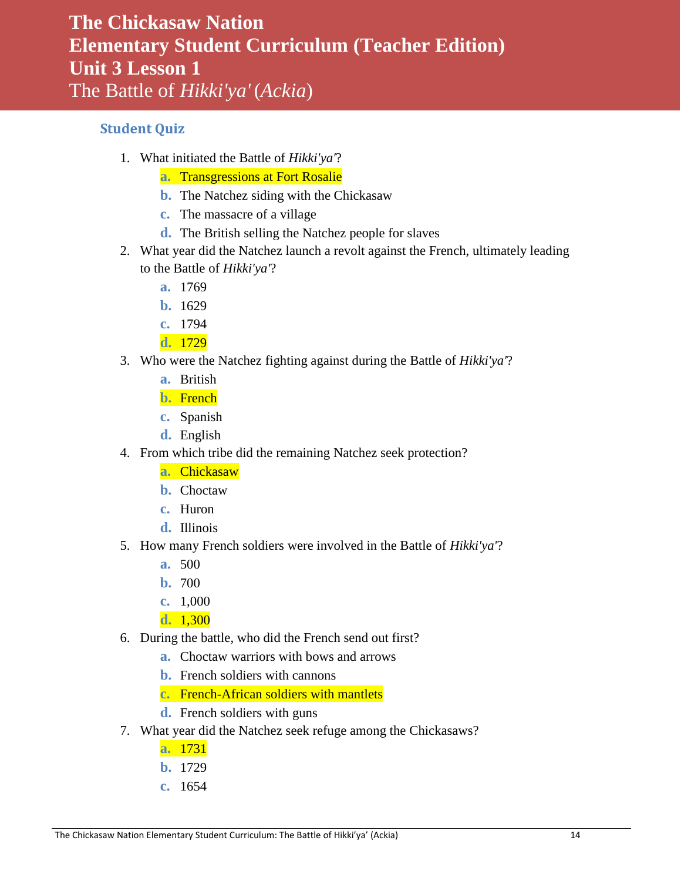# The Chickasaw Nation
# Elementary Student Curriculum (Teacher Edition)
# Unit 3 Lesson 1
# The Battle of *Hikki'ya'* (*Ackia*)

## Student Quiz

1. What initiated the Battle of *Hikki'ya'*?
   a. Transgressions at Fort Rosalie
   b. The Natchez siding with the Chickasaw
   c. The massacre of a village
   d. The British selling the Natchez people for slaves
2. What year did the Natchez launch a revolt against the French, ultimately leading to the Battle of *Hikki'ya'*?
   a. 1769
   b. 1629
   c. 1794
   d. 1729
3. Who were the Natchez fighting against during the Battle of *Hikki'ya'*?
   a. British
   b. French
   c. Spanish
   d. English
4. From which tribe did the remaining Natchez seek protection?
   a. Chickasaw
   b. Choctaw
   c. Huron
   d. Illinois
5. How many French soldiers were involved in the Battle of *Hikki'ya'*?
   a. 500
   b. 700
   c. 1,000
   d. 1,300
6. During the battle, who did the French send out first?
   a. Choctaw warriors with bows and arrows
   b. French soldiers with cannons
   c. French-African soldiers with mantlets
   d. French soldiers with guns
7. What year did the Natchez seek refuge among the Chickasaws?
   a. 1731
   b. 1729
   c. 1654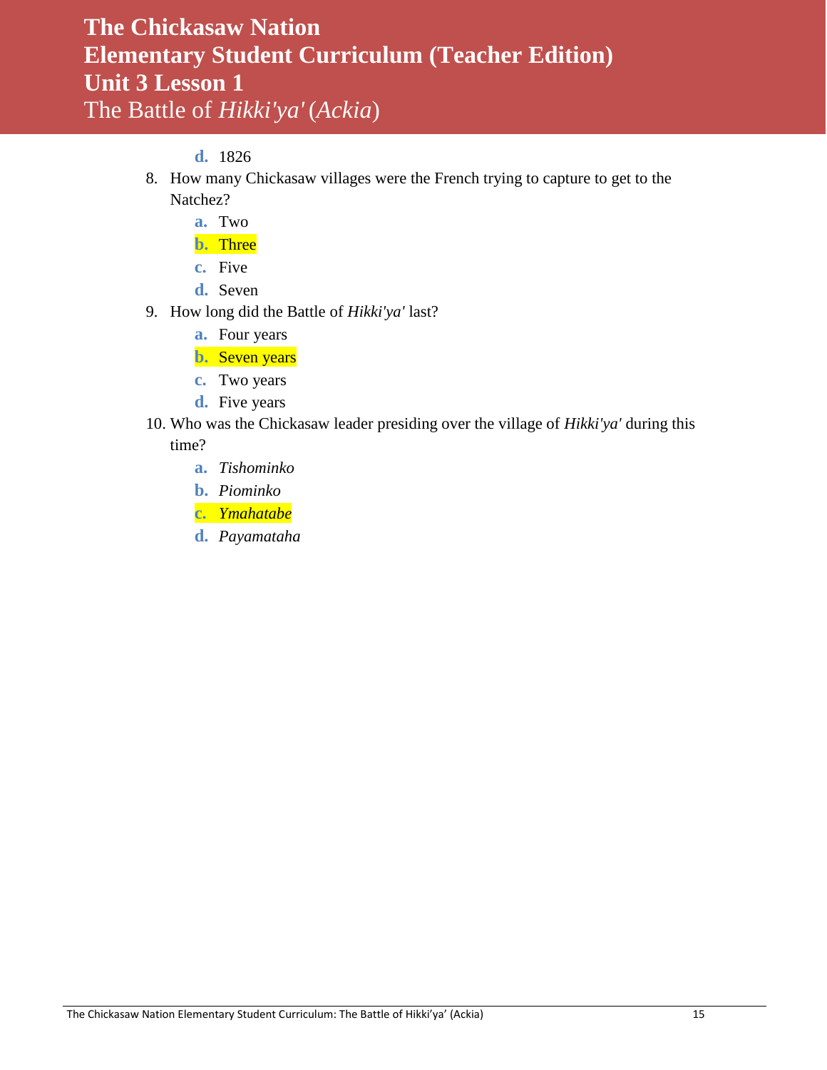d. 1826

8. How many Chickasaw villages were the French trying to capture to get to the Natchez?
   a. Two
   b. Three
   c. Five
   d. Seven

9. How long did the Battle of *Hikki'ya'* last?
   a. Four years
   b. Seven years
   c. Two years
   d. Five years

10. Who was the Chickasaw leader presiding over the village of *Hikki'ya'* during this time?
    a. *Tishominko*
    b. *Piominko*
    c. *Ymahatabe*
    d. *Payamataha*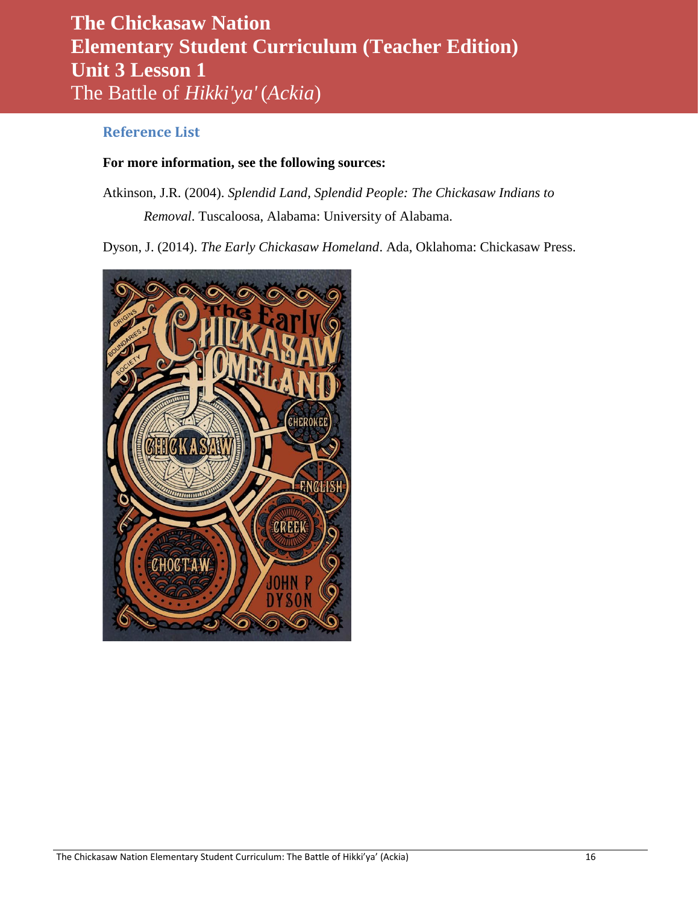# The Chickasaw Nation
# Elementary Student Curriculum (Teacher Edition)
# Unit 3 Lesson 1
# The Battle of *Hikki'ya'* (*Ackia*)

## Reference List

**For more information, see the following sources:**

Atkinson, J.R. (2004). *Splendid Land, Splendid People: The Chickasaw Indians to Removal*. Tuscaloosa, Alabama: University of Alabama.

Dyson, J. (2014). *The Early Chickasaw Homeland*. Ada, Oklahoma: Chickasaw Press.